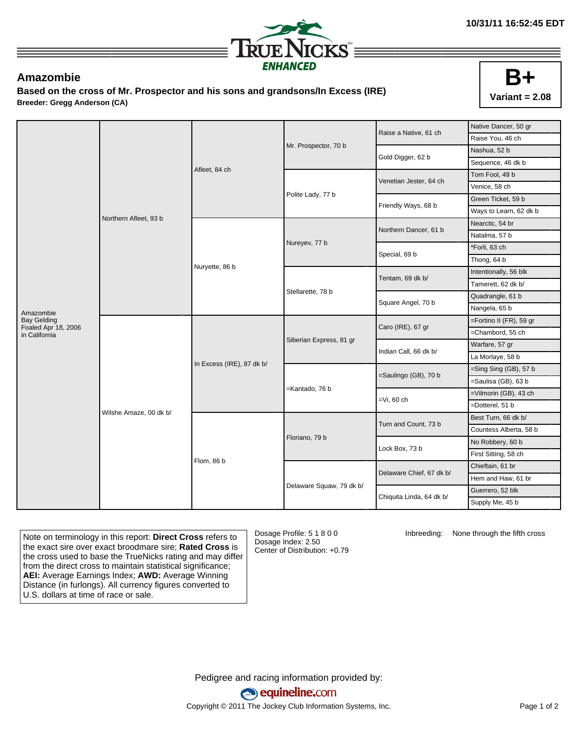10/31/11 16:52:45 EDT

TRUENICKS ENHANCED

# Amazombie

**Based on the cross of Mr. Prospector and his sons and grandsons/In Excess (IRE)**

**Breeder: Gregg Anderson (CA)**

**B+**
**Variant = 2.08**

| | | | | | |
|---|---|---|---|---|---|
| Amazombie Bay Gelding Foaled Apr 18, 2006 in California | Northern Afleet, 93 b | Afleet, 84 ch | Mr. Prospector, 70 b | Raise a Native, 61 ch | Native Dancer, 50 gr |
| | | | | | Raise You, 46 ch |
| | | | | Gold Digger, 62 b | Nashua, 52 b |
| | | | | | Sequence, 46 dk b |
| | | | Polite Lady, 77 b | Venetian Jester, 64 ch | Tom Fool, 49 b |
| | | | | | Venice, 58 ch |
| | | | | Friendly Ways, 68 b | Green Ticket, 59 b |
| | | | | | Ways to Learn, 62 dk b |
| | | Nuryette, 86 b | Nureyev, 77 b | Northern Dancer, 61 b | Nearctic, 54 br |
| | | | | | Natalma, 57 b |
| | | | | Special, 69 b | *Forli, 63 ch |
| | | | | | Thong, 64 b |
| | | | Stellarette, 78 b | Tentam, 69 dk b/ | Intentionally, 56 blk |
| | | | | | Tamerett, 62 dk b/ |
| | | | | Square Angel, 70 b | Quadrangle, 61 b |
| | | | | | Nangela, 65 b |
| | Wilshe Amaze, 00 dk b/ | In Excess (IRE), 87 dk b/ | Siberian Express, 81 gr | Caro (IRE), 67 gr | =Fortino II (FR), 59 gr |
| | | | | | =Chambord, 55 ch |
| | | | | Indian Call, 66 dk b/ | Warfare, 57 gr |
| | | | | | La Morlaye, 58 b |
| | | | =Kantado, 76 b | =Saulingo (GB), 70 b | =Sing Sing (GB), 57 b |
| | | | | | =Saulisa (GB), 63 b |
| | | | | =Vi, 60 ch | =Vilmorin (GB), 43 ch |
| | | | | | =Dotterel, 51 b |
| | | Flom, 86 b | Floriano, 79 b | Turn and Count, 73 b | Best Turn, 66 dk b/ |
| | | | | | Countess Alberta, 58 b |
| | | | | Lock Box, 73 b | No Robbery, 60 b |
| | | | | | First Sitting, 58 ch |
| | | | Delaware Squaw, 79 dk b/ | Delaware Chief, 67 dk b/ | Chieftain, 61 br |
| | | | | | Hem and Haw, 61 br |
| | | | | Chiquita Linda, 64 dk b/ | Guerrero, 52 blk |
| | | | | | Supply Me, 45 b |

Note on terminology in this report: **Direct Cross** refers to the exact sire over exact broodmare sire; **Rated Cross** is the cross used to base the TrueNicks rating and may differ from the direct cross to maintain statistical significance; **AEI:** Average Earnings Index; **AWD:** Average Winning Distance (in furlongs). All currency figures converted to U.S. dollars at time of race or sale.

Dosage Profile: 5 1 8 0 0
Dosage Index: 2.50
Center of Distribution: +0.79

Inbreeding: None through the fifth cross

Pedigree and racing information provided by:
equineline.com
Copyright © 2011 The Jockey Club Information Systems, Inc.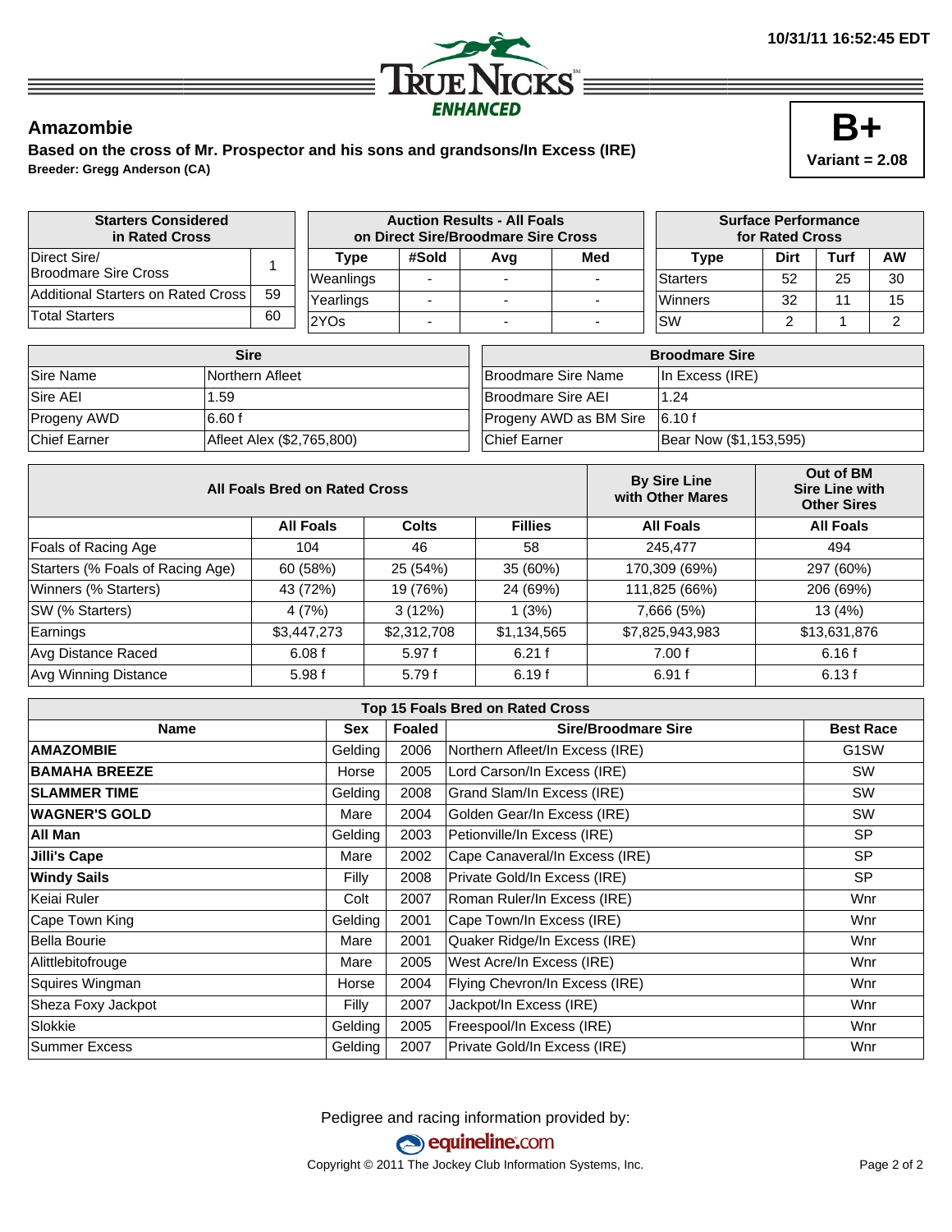10/31/11 16:52:45 EDT

TRUE NICKS ENHANCED

## Amazombie

**Based on the cross of Mr. Prospector and his sons and grandsons/In Excess (IRE)**

**Breeder: Gregg Anderson (CA)**

**B+**

**Variant = 2.08**

| Starters Considered in Rated Cross | |
|---|---|
| Direct Sire/ Broodmare Sire Cross | 1 |
| Additional Starters on Rated Cross | 59 |
| Total Starters | 60 |

| Auction Results - All Foals on Direct Sire/Broodmare Sire Cross | | | |
|---|---|---|---|
| Type | #Sold | Avg | Med |
| Weanlings | - | - | - |
| Yearlings | - | - | - |
| 2YOs | - | - | - |

| Surface Performance for Rated Cross | | | |
|---|---|---|---|
| Type | Dirt | Turf | AW |
| Starters | 52 | 25 | 30 |
| Winners | 32 | 11 | 15 |
| SW | 2 | 1 | 2 |

| Sire | |
|---|---|
| Sire Name | Northern Afleet |
| Sire AEI | 1.59 |
| Progeny AWD | 6.60 f |
| Chief Earner | Afleet Alex ($2,765,800) |

| Broodmare Sire | |
|---|---|
| Broodmare Sire Name | In Excess (IRE) |
| Broodmare Sire AEI | 1.24 |
| Progeny AWD as BM Sire | 6.10 f |
| Chief Earner | Bear Now ($1,153,595) |

| All Foals Bred on Rated Cross | | | | By Sire Line with Other Mares | Out of BM Sire Line with Other Sires |
|---|---|---|---|---|---|
| | All Foals | Colts | Fillies | All Foals | All Foals |
| Foals of Racing Age | 104 | 46 | 58 | 245,477 | 494 |
| Starters (% Foals of Racing Age) | 60 (58%) | 25 (54%) | 35 (60%) | 170,309 (69%) | 297 (60%) |
| Winners (% Starters) | 43 (72%) | 19 (76%) | 24 (69%) | 111,825 (66%) | 206 (69%) |
| SW (% Starters) | 4 (7%) | 3 (12%) | 1 (3%) | 7,666 (5%) | 13 (4%) |
| Earnings | $3,447,273 | $2,312,708 | $1,134,565 | $7,825,943,983 | $13,631,876 |
| Avg Distance Raced | 6.08 f | 5.97 f | 6.21 f | 7.00 f | 6.16 f |
| Avg Winning Distance | 5.98 f | 5.79 f | 6.19 f | 6.91 f | 6.13 f |

| Top 15 Foals Bred on Rated Cross | | | | |
|---|---|---|---|---|
| Name | Sex | Foaled | Sire/Broodmare Sire | Best Race |
| **AMAZOMBIE** | Gelding | 2006 | Northern Afleet/In Excess (IRE) | G1SW |
| **BAMAHA BREEZE** | Horse | 2005 | Lord Carson/In Excess (IRE) | SW |
| **SLAMMER TIME** | Gelding | 2008 | Grand Slam/In Excess (IRE) | SW |
| **WAGNER'S GOLD** | Mare | 2004 | Golden Gear/In Excess (IRE) | SW |
| **All Man** | Gelding | 2003 | Petionville/In Excess (IRE) | SP |
| **Jilli's Cape** | Mare | 2002 | Cape Canaveral/In Excess (IRE) | SP |
| **Windy Sails** | Filly | 2008 | Private Gold/In Excess (IRE) | SP |
| Keiai Ruler | Colt | 2007 | Roman Ruler/In Excess (IRE) | Wnr |
| Cape Town King | Gelding | 2001 | Cape Town/In Excess (IRE) | Wnr |
| Bella Bourie | Mare | 2001 | Quaker Ridge/In Excess (IRE) | Wnr |
| Alittlebitofrouge | Mare | 2005 | West Acre/In Excess (IRE) | Wnr |
| Squires Wingman | Horse | 2004 | Flying Chevron/In Excess (IRE) | Wnr |
| Sheza Foxy Jackpot | Filly | 2007 | Jackpot/In Excess (IRE) | Wnr |
| Slokkie | Gelding | 2005 | Freespool/In Excess (IRE) | Wnr |
| Summer Excess | Gelding | 2007 | Private Gold/In Excess (IRE) | Wnr |

Pedigree and racing information provided by:

equineline.com

Copyright © 2011 The Jockey Club Information Systems, Inc.